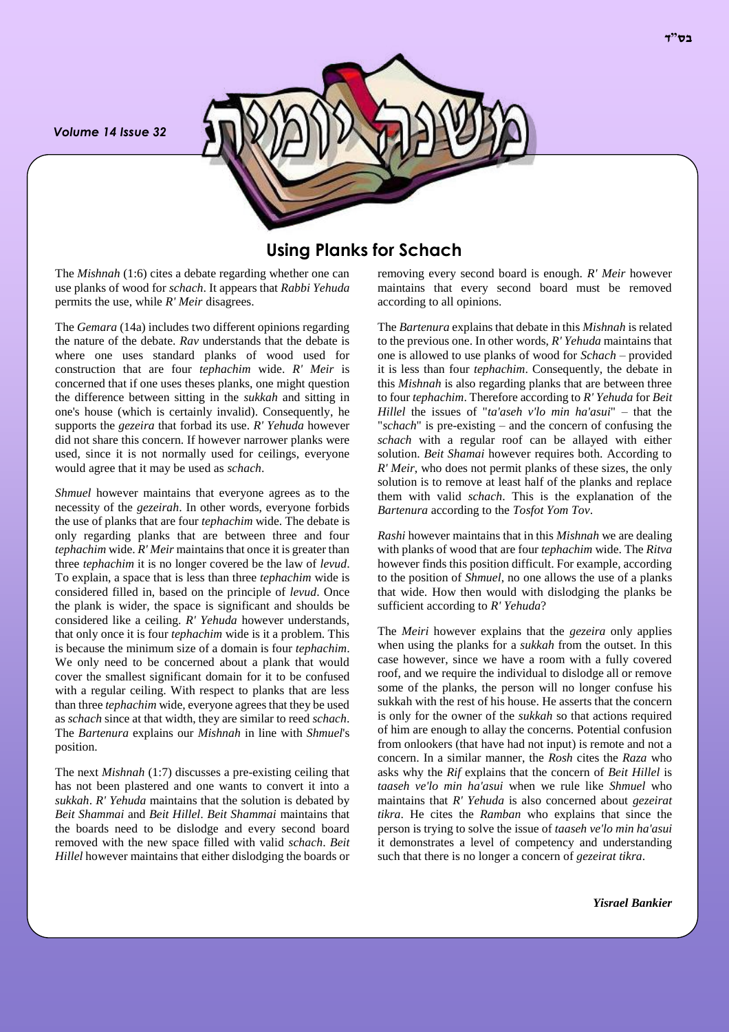# Using Planks for Schach

The *Mishnah* (1:6) cites a debate regarding whether one can use planks of wood for *schach*. It appears that *Rabbi Yehuda* permits the use, while *R' Meir* disagrees.

The *Gemara* (14a) includes two different opinions regarding the nature of the debate. *Rav* understands that the debate is where one uses standard planks of wood used for construction that are four *tephachim* wide. *R' Meir* is concerned that if one uses theses planks, one might question the difference between sitting in the *sukkah* and sitting in one's house (which is certainly invalid). Consequently, he supports the *gezeira* that forbad its use. *R' Yehuda* however did not share this concern. If however narrower planks were used, since it is not normally used for ceilings, everyone would agree that it may be used as *schach*.

*Shmuel* however maintains that everyone agrees as to the necessity of the *gezeirah*. In other words, everyone forbids the use of planks that are four *tephachim* wide. The debate is only regarding planks that are between three and four *tephachim* wide. *R' Meir* maintains that once it is greater than three *tephachim* it is no longer covered be the law of *levud*. To explain, a space that is less than three *tephachim* wide is considered filled in, based on the principle of *levud*. Once the plank is wider, the space is significant and shouldbs be considered like a ceiling. *R' Yehuda* however understands, that only once it is four *tephachim* wide is it a problem. This is because the minimum size of a domain is four *tephachim*. We only need to be concerned about a plank that would cover the smallest significant domain for it to be confused with a regular ceiling. With respect to planks that are less than three *tephachim* wide, everyone agrees that they be used as *schach* since at that width, they are similar to reed *schach*. The *Bartenura* explains our *Mishnah* in line with *Shmuel*'s position.

The next *Mishnah* (1:7) discusses a pre-existing ceiling that has not been plastered and one wants to convert it into a *sukkah*. *R' Yehuda* maintains that the solution is debated by *Beit Shammai* and *Beit Hillel*. *Beit Shammai* maintains that the boards need to be dislodge and every second board removed with the new space filled with valid *schach*. *Beit Hillel* however maintains that either dislodging the boards or removing every second board is enough. *R' Meir* however maintains that every second board must be removed according to all opinions.

The *Bartenura* explains that debate in this *Mishnah* is related to the previous one. In other words, *R' Yehuda* maintains that one is allowed to use planks of wood for *Schach* – provided it is less than four *tephachim*. Consequently, the debate in this *Mishnah* is also regarding planks that are between three to four *tephachim*. Therefore according to *R' Yehuda* for *Beit Hillel* the issues of "*ta'aseh v'lo min ha'asui*" – that the "*schach*" is pre-existing – and the concern of confusing the *schach* with a regular roof can be allayed with either solution. *Beit Shamai* however requires both. According to *R' Meir*, who does not permit planks of these sizes, the only solution is to remove at least half of the planks and replace them with valid *schach*. This is the explanation of the *Bartenura* according to the *Tosfot Yom Tov*.

*Rashi* however maintains that in this *Mishnah* we are dealing with planks of wood that are four *tephachim* wide. The *Ritva* however finds this position difficult. For example, according to the position of *Shmuel*, no one allows the use of a planks that wide. How then would with dislodging the planks be sufficient according to *R' Yehuda*?

The *Meiri* however explains that the *gezeira* only applies when using the planks for a *sukkah* from the outset. In this case however, since we have a room with a fully covered roof, and we require the individual to dislodge all or remove some of the planks, the person will no longer confuse his sukkah with the rest of his house. He asserts that the concern is only for the owner of the *sukkah* so that actions required of him are enough to allay the concerns. Potential confusion from onlookers (that have had not input) is remote and not a concern. In a similar manner, the *Rosh* cites the *Raza* who asks why the *Rif* explains that the concern of *Beit Hillel* is *taaseh ve'lo min ha'asui* when we rule like *Shmuel* who maintains that *R' Yehuda* is also concerned about *gezeirat tikra*. He cites the *Ramban* who explains that since the person is trying to solve the issue of *taaseh ve'lo min ha'asui* it demonstrates a level of competency and understanding such that there is no longer a concern of *gezeirat tikra*.

***Yisrael Bankier***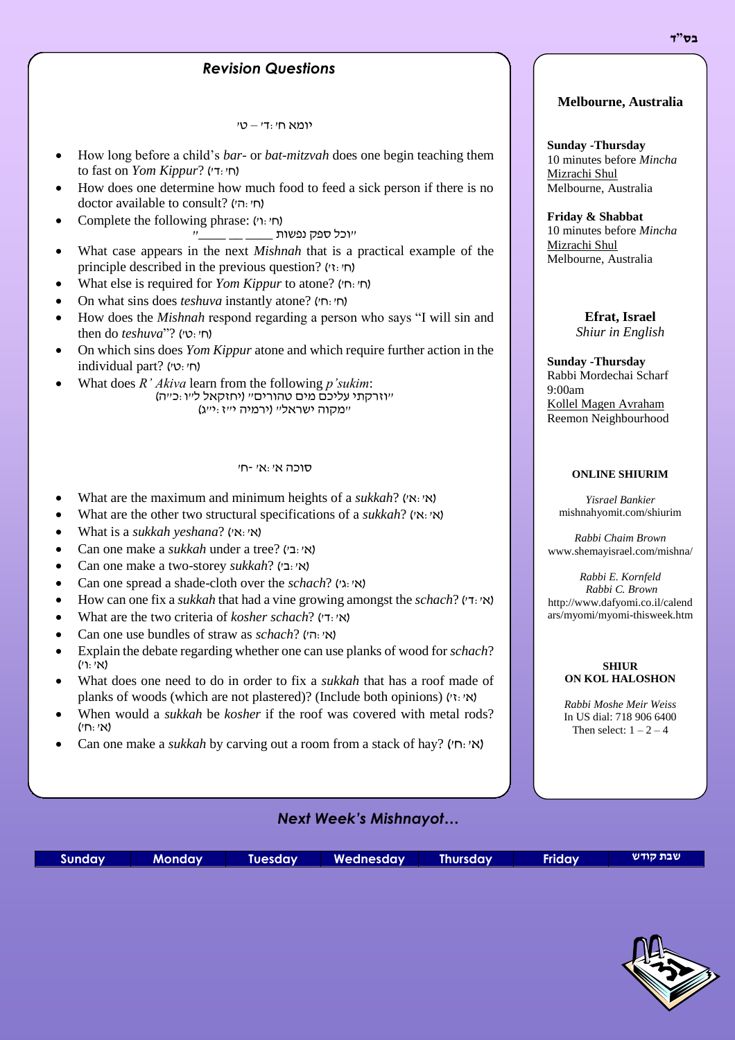## *Revision Questions*

### יומא ח׳:ד׳ – ט׳

- How long before a child's *bar-* or *bat-mitzvah* does one begin teaching them to fast on *Yom Kippur*? (ח׳:ד׳)
- How does one determine how much food to feed a sick person if there is no doctor available to consult? (ח׳:ה׳)
- Complete the following phrase: (ח׳:ו׳)
  "וכל ספק נפשות ____ __ ____"
- What case appears in the next *Mishnah* that is a practical example of the principle described in the previous question? (ח׳:ז׳)
- What else is required for *Yom Kippur* to atone? (ח׳:ח׳)
- On what sins does *teshuva* instantly atone? (ח׳:ח׳)
- How does the *Mishnah* respond regarding a person who says "I will sin and then do *teshuva*"? (ח׳:ט׳)
- On which sins does *Yom Kippur* atone and which require further action in the individual part? (ח׳:ט׳)
- What does *R' Akiva* learn from the following *p'sukim*:
  "וזרקתי עליכם מים טהורים" (יחזקאל ל"ו:כ"ה)
  "מקוה ישראל" (ירמיה י"ז:י"ג)

### סוכה א׳:א׳ -ח׳

- What are the maximum and minimum heights of a *sukkah*? (א׳:א׳)
- What are the other two structural specifications of a *sukkah*? (א׳:א׳)
- What is a *sukkah yeshana*? (א׳:א׳)
- Can one make a *sukkah* under a tree? (א׳:ב׳)
- Can one make a two-storey *sukkah*? (א׳:ב׳)
- Can one spread a shade-cloth over the *schach*? (א׳:ג׳)
- How can one fix a *sukkah* that had a vine growing amongst the *schach*? (א׳:ד׳)
- What are the two criteria of *kosher schach*? (א׳:ד׳)
- Can one use bundles of straw as *schach*? (א׳:ה׳)
- Explain the debate regarding whether one can use planks of wood for *schach*? (א׳:ו׳)
- What does one need to do in order to fix a *sukkah* that has a roof made of planks of woods (which are not plastered)? (Include both opinions) (א׳:ז׳)
- When would a *sukkah* be *kosher* if the roof was covered with metal rods? (א׳:ח׳)
- Can one make a *sukkah* by carving out a room from a stack of hay? (א׳:ח׳)

**Melbourne, Australia**

**Sunday -Thursday**
10 minutes before *Mincha*
Mizrachi Shul
Melbourne, Australia

**Friday & Shabbat**
10 minutes before *Mincha*
Mizrachi Shul
Melbourne, Australia

**Efrat, Israel**
*Shiur in English*

**Sunday -Thursday**
Rabbi Mordechai Scharf
9:00am
Kollel Magen Avraham
Reemon Neighbourhood

**ONLINE SHIURIM**

*Yisrael Bankier*
mishnahyomit.com/shiurim

*Rabbi Chaim Brown*
www.shemayisrael.com/mishna/

*Rabbi E. Kornfeld*
*Rabbi C. Brown*
http://www.dafyomi.co.il/calendars/myomi/myomi-thisweek.htm

**SHIUR ON KOL HALOSHON**

*Rabbi Moshe Meir Weiss*
In US dial: 718 906 6400
Then select: 1 – 2 – 4

## *Next Week's Mishnayot…*

| Sunday | Monday | Tuesday | Wednesday | Thursday | Friday | שבת קודש |
|---|---|---|---|---|---|---|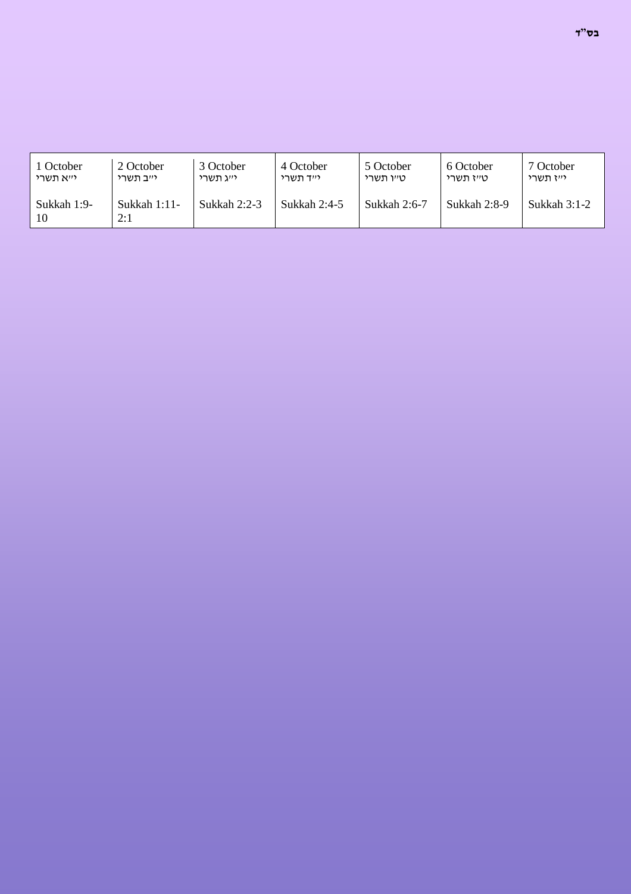בס"ד

| | | | | | | |
|---|---|---|---|---|---|---|
| 1 October<br>י"א תשרי<br><br>Sukkah 1:9-10 | 2 October<br>י"ב תשרי<br><br>Sukkah 1:11-2:1 | 3 October<br>י"ג תשרי<br><br>Sukkah 2:2-3 | 4 October<br>י"ד תשרי<br><br>Sukkah 2:4-5 | 5 October<br>ט"ו תשרי<br><br>Sukkah 2:6-7 | 6 October<br>ט"ז תשרי<br><br>Sukkah 2:8-9 | 7 October<br>י"ז תשרי<br><br>Sukkah 3:1-2 |